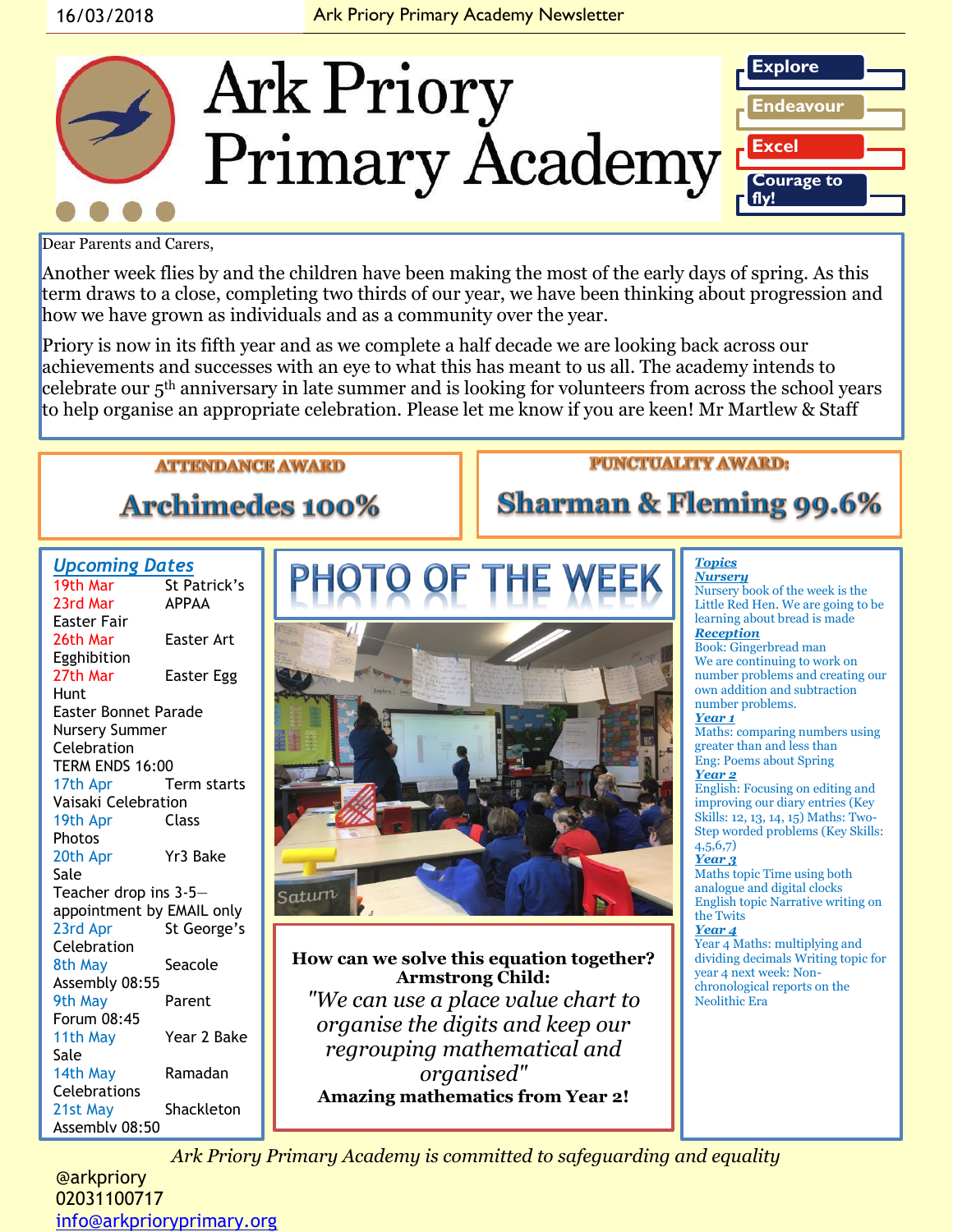# Ark Priory Primary Academy

Explore

Endeavour

Excel

Courage to fly!

Dear Parents and Carers,

Another week flies by and the children have been making the most of the early days of spring. As this term draws to a close, completing two thirds of our year, we have been thinking about progression and how we have grown as individuals and as a community over the year.

Priory is now in its fifth year and as we complete a half decade we are looking back across our achievements and successes with an eye to what this has meant to us all. The academy intends to celebrate our 5th anniversary in late summer and is looking for volunteers from across the school years to help organise an appropriate celebration. Please let me know if you are keen! Mr Martlew & Staff

## ATTENDANCE AWARD

**Archimedes 100%**

## PUNCTUALITY AWARD:

**Sharman & Fleming 99.6%**

## *Upcoming Dates*

- 19th Mar St Patrick's
- 23rd Mar APPAA Easter Fair
- 26th Mar Easter Art Egghibition
- 27th Mar Easter Egg Hunt
- Easter Bonnet Parade
- Nursery Summer Celebration
- TERM ENDS 16:00
- 17th Apr Term starts
- Vaisaki Celebration
- 19th Apr Class Photos
- 20th Apr Yr3 Bake Sale
- Teacher drop ins 3-5—appointment by EMAIL only
- 23rd Apr St George's Celebration
- 8th May Seacole Assembly 08:55
- 9th May Parent Forum 08:45
- 11th May Year 2 Bake Sale
- 14th May Ramadan Celebrations
- 21st May Shackleton Assembly 08:50

## PHOTO OF THE WEEK

**How can we solve this equation together?**
**Armstrong Child:**

*"We can use a place value chart to organise the digits and keep our regrouping mathematical and organised"*

**Amazing mathematics from Year 2!**

## *Topics*

***Nursery***

Nursery book of the week is the Little Red Hen. We are going to be learning about bread is made

***Reception***

Book: Gingerbread man
We are continuing to work on number problems and creating our own addition and subtraction number problems.

***Year 1***

Maths: comparing numbers using greater than and less than
Eng: Poems about Spring

***Year 2***

English: Focusing on editing and improving our diary entries (Key Skills: 12, 13, 14, 15) Maths: Two-Step worded problems (Key Skills: 4,5,6,7)

***Year 3***

Maths topic Time using both analogue and digital clocks
English topic Narrative writing on the Twits

***Year 4***

Year 4 Maths: multiplying and dividing decimals Writing topic for year 4 next week: Non-chronological reports on the Neolithic Era

*Ark Priory Primary Academy is committed to safeguarding and equality*

@arkpriory
02031100717
info@arkprioryprimary.org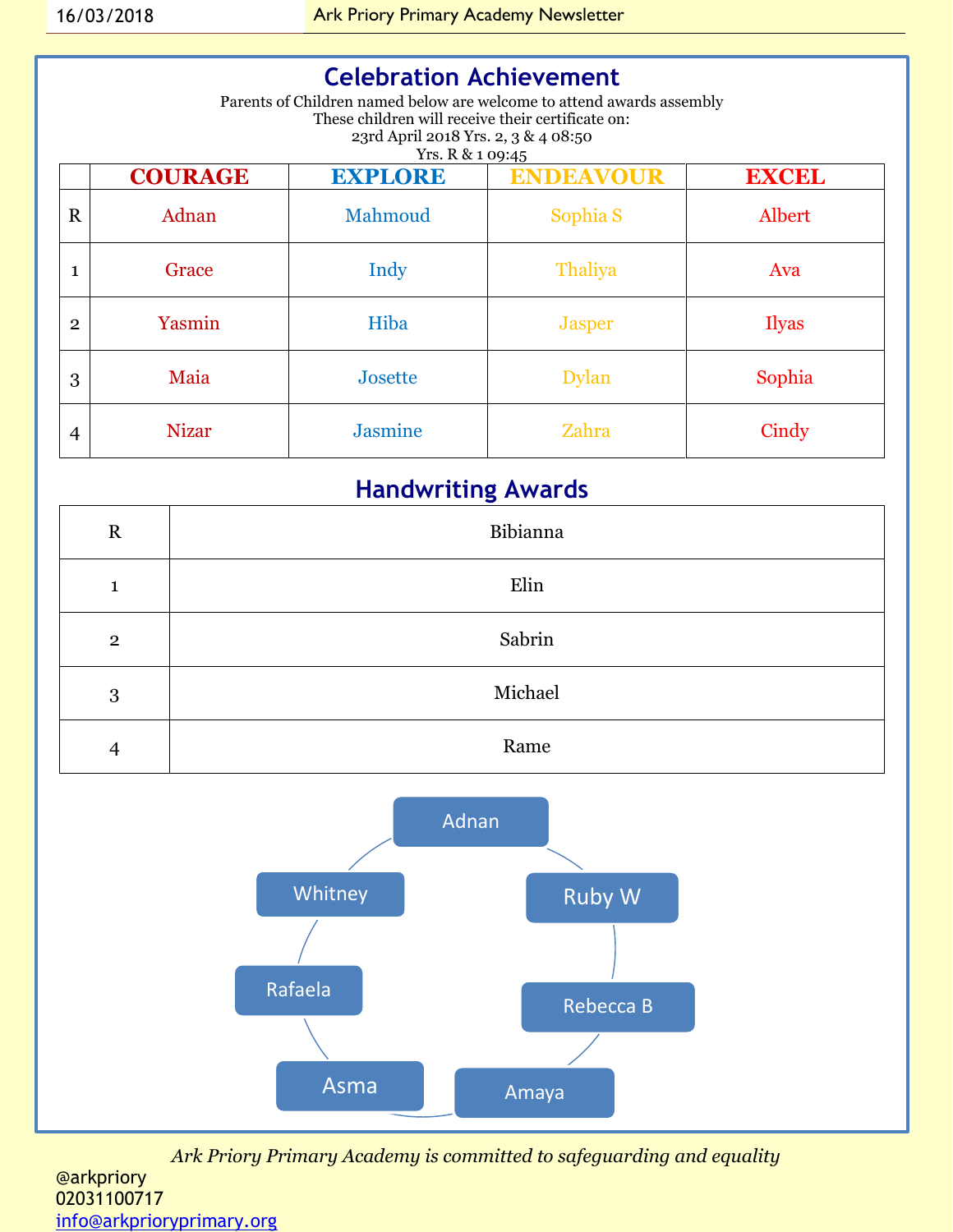## Celebration Achievement

Parents of Children named below are welcome to attend awards assembly
These children will receive their certificate on:
23rd April 2018 Yrs. 2, 3 & 4 08:50
Yrs. R & 1 09:45

| | COURAGE | EXPLORE | ENDEAVOUR | EXCEL |
|---|---|---|---|---|
| R | Adnan | Mahmoud | Sophia S | Albert |
| 1 | Grace | Indy | Thaliya | Ava |
| 2 | Yasmin | Hiba | Jasper | Ilyas |
| 3 | Maia | Josette | Dylan | Sophia |
| 4 | Nizar | Jasmine | Zahra | Cindy |

## Handwriting Awards

| | |
|---|---|
| R | Bibianna |
| 1 | Elin |
| 2 | Sabrin |
| 3 | Michael |
| 4 | Rame |

- Adnan
- Ruby W
- Rebecca B
- Amaya
- Asma
- Rafaela
- Whitney

*Ark Priory Primary Academy is committed to safeguarding and equality*

@arkpriory
02031100717
info@arkprioryprimary.org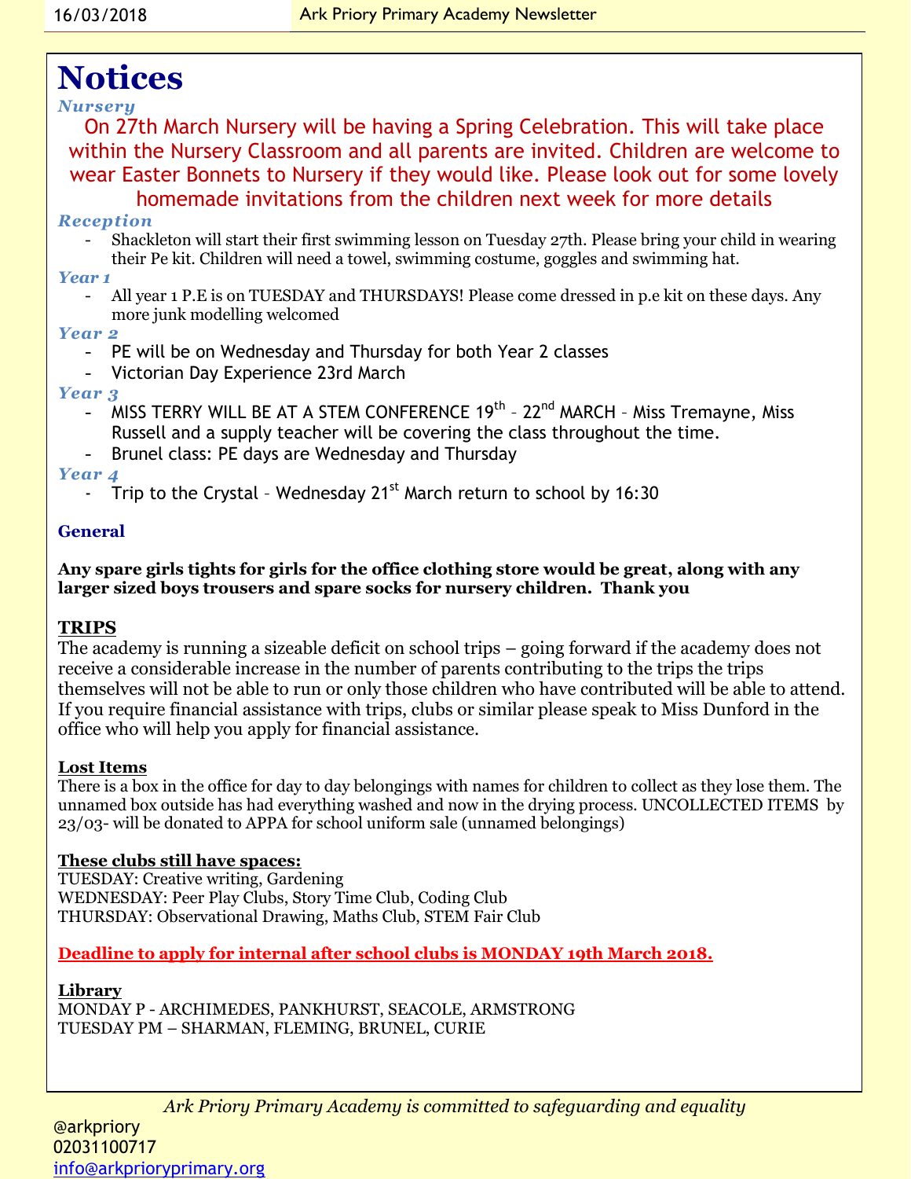# Notices

### *Nursery*

On 27th March Nursery will be having a Spring Celebration. This will take place within the Nursery Classroom and all parents are invited. Children are welcome to wear Easter Bonnets to Nursery if they would like. Please look out for some lovely homemade invitations from the children next week for more details

### *Reception*

- Shackleton will start their first swimming lesson on Tuesday 27th. Please bring your child in wearing their Pe kit. Children will need a towel, swimming costume, goggles and swimming hat.

### *Year 1*

- All year 1 P.E is on TUESDAY and THURSDAYS! Please come dressed in p.e kit on these days. Any more junk modelling welcomed

### *Year 2*

- PE will be on Wednesday and Thursday for both Year 2 classes
- Victorian Day Experience 23rd March

### *Year 3*

- MISS TERRY WILL BE AT A STEM CONFERENCE 19th – 22nd MARCH – Miss Tremayne, Miss Russell and a supply teacher will be covering the class throughout the time.
- Brunel class: PE days are Wednesday and Thursday

### *Year 4*

- Trip to the Crystal – Wednesday 21st March return to school by 16:30

### General

**Any spare girls tights for girls for the office clothing store would be great, along with any larger sized boys trousers and spare socks for nursery children. Thank you**

**TRIPS**

The academy is running a sizeable deficit on school trips – going forward if the academy does not receive a considerable increase in the number of parents contributing to the trips the trips themselves will not be able to run or only those children who have contributed will be able to attend. If you require financial assistance with trips, clubs or similar please speak to Miss Dunford in the office who will help you apply for financial assistance.

**Lost Items**

There is a box in the office for day to day belongings with names for children to collect as they lose them. The unnamed box outside has had everything washed and now in the drying process. UNCOLLECTED ITEMS by 23/03- will be donated to APPA for school uniform sale (unnamed belongings)

**These clubs still have spaces:**

TUESDAY: Creative writing, Gardening
WEDNESDAY: Peer Play Clubs, Story Time Club, Coding Club
THURSDAY: Observational Drawing, Maths Club, STEM Fair Club

**Deadline to apply for internal after school clubs is MONDAY 19th March 2018.**

**Library**

MONDAY P - ARCHIMEDES, PANKHURST, SEACOLE, ARMSTRONG
TUESDAY PM – SHARMAN, FLEMING, BRUNEL, CURIE

*Ark Priory Primary Academy is committed to safeguarding and equality*

@arkpriory
02031100717
info@arkprioryprimary.org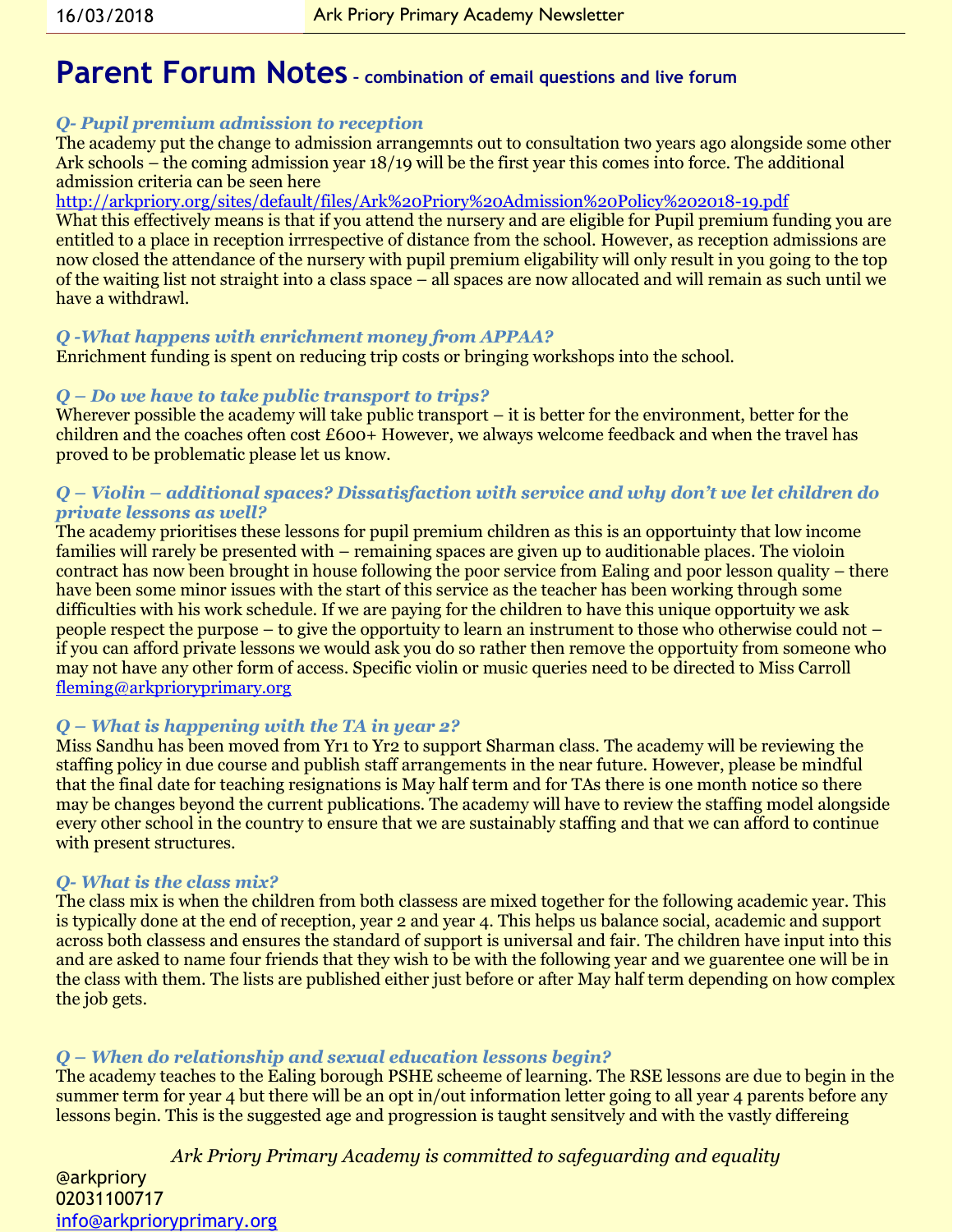# Parent Forum Notes – combination of email questions and live forum

***Q- Pupil premium admission to reception***

The academy put the change to admission arrangemnts out to consultation two years ago alongside some other Ark schools – the coming admission year 18/19 will be the first year this comes into force. The additional admission criteria can be seen here http://arkpriory.org/sites/default/files/Ark%20Priory%20Admission%20Policy%202018-19.pdf

What this effectively means is that if you attend the nursery and are eligible for Pupil premium funding you are entitled to a place in reception irrrespective of distance from the school. However, as reception admissions are now closed the attendance of the nursery with pupil premium eligability will only result in you going to the top of the waiting list not straight into a class space – all spaces are now allocated and will remain as such until we have a withdrawl.

***Q -What happens with enrichment money from APPAA?***

Enrichment funding is spent on reducing trip costs or bringing workshops into the school.

***Q – Do we have to take public transport to trips?***

Wherever possible the academy will take public transport – it is better for the environment, better for the children and the coaches often cost £600+ However, we always welcome feedback and when the travel has proved to be problematic please let us know.

***Q – Violin – additional spaces? Dissatisfaction with service and why don't we let children do private lessons as well?***

The academy prioritises these lessons for pupil premium children as this is an opportuinty that low income families will rarely be presented with – remaining spaces are given up to auditionable places. The violoin contract has now been brought in house following the poor service from Ealing and poor lesson quality – there have been some minor issues with the start of this service as the teacher has been working through some difficulties with his work schedule. If we are paying for the children to have this unique opportunity we ask people respect the purpose – to give the opportunity to learn an instrument to those who otherwise could not – if you can afford private lessons we would ask you do so rather then remove the opportunity from someone who may not have any other form of access. Specific violin or music queries need to be directed to Miss Carroll fleming@arkprioryprimary.org

***Q – What is happening with the TA in year 2?***

Miss Sandhu has been moved from Yr1 to Yr2 to support Sharman class. The academy will be reviewing the staffing policy in due course and publish staff arrangements in the near future. However, please be mindful that the final date for teaching resignations is May half term and for TAs there is one month notice so there may be changes beyond the current publications. The academy will have to review the staffing model alongside every other school in the country to ensure that we are sustainably staffing and that we can afford to continue with present structures.

***Q- What is the class mix?***

The class mix is when the children from both classess are mixed together for the following academic year. This is typically done at the end of reception, year 2 and year 4. This helps us balance social, academic and support across both classess and ensures the standard of support is universal and fair. The children have input into this and are asked to name four friends that they wish to be with the following year and we guarentee one will be in the class with them. The lists are published either just before or after May half term depending on how complex the job gets.

***Q – When do relationship and sexual education lessons begin?***

The academy teaches to the Ealing borough PSHE scheeme of learning. The RSE lessons are due to begin in the summer term for year 4 but there will be an opt in/out information letter going to all year 4 parents before any lessons begin. This is the suggested age and progression is taught sensitvely and with the vastly differeing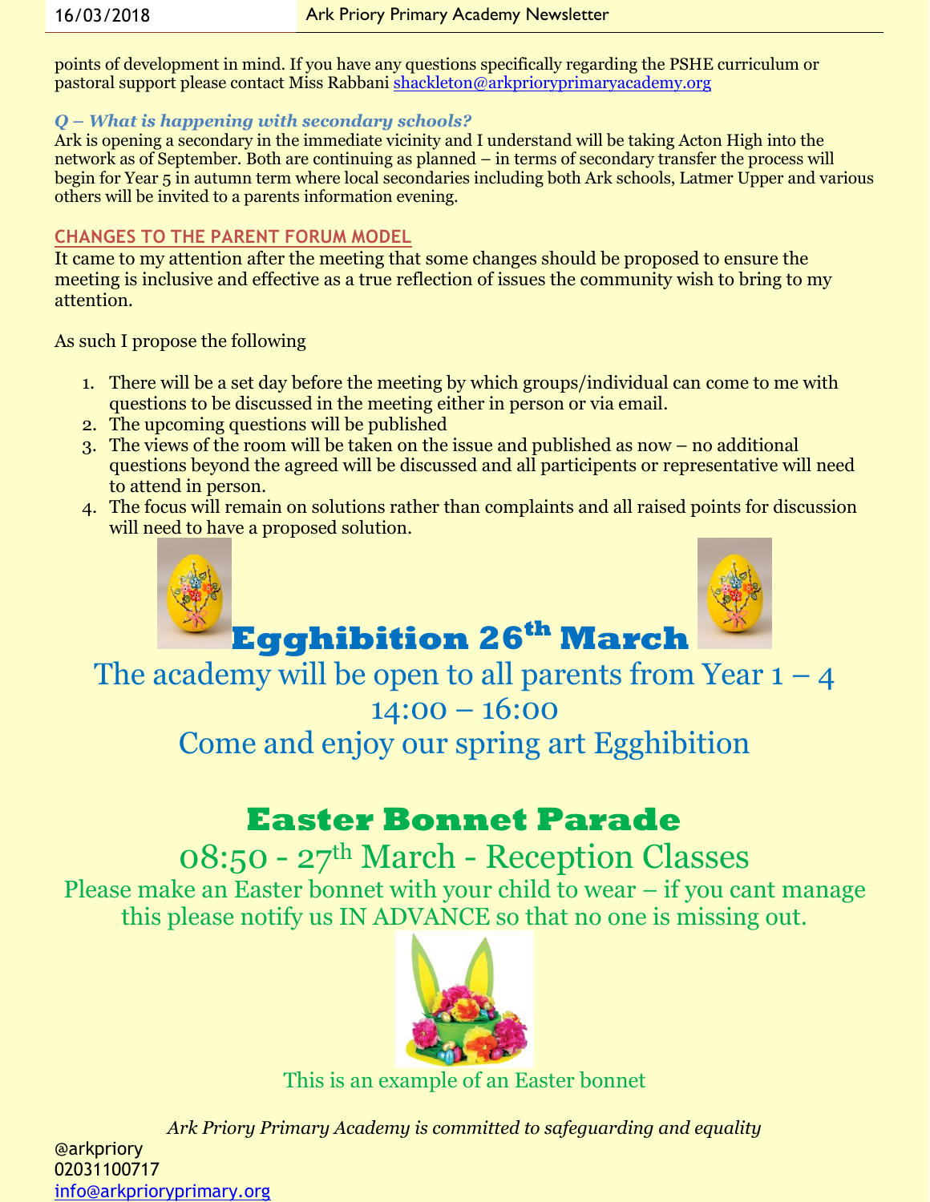points of development in mind. If you have any questions specifically regarding the PSHE curriculum or pastoral support please contact Miss Rabbani shackleton@arkprioryprimaryacademy.org

***Q – What is happening with secondary schools?***

Ark is opening a secondary in the immediate vicinity and I understand will be taking Acton High into the network as of September. Both are continuing as planned – in terms of secondary transfer the process will begin for Year 5 in autumn term where local secondaries including both Ark schools, Latmer Upper and various others will be invited to a parents information evening.

## CHANGES TO THE PARENT FORUM MODEL

It came to my attention after the meeting that some changes should be proposed to ensure the meeting is inclusive and effective as a true reflection of issues the community wish to bring to my attention.

As such I propose the following

1. There will be a set day before the meeting by which groups/individual can come to me with questions to be discussed in the meeting either in person or via email.
2. The upcoming questions will be published
3. The views of the room will be taken on the issue and published as now – no additional questions beyond the agreed will be discussed and all participants or representative will need to attend in person.
4. The focus will remain on solutions rather than complaints and all raised points for discussion will need to have a proposed solution.

# Egghibition 26th March

The academy will be open to all parents from Year 1 – 4

14:00 – 16:00

Come and enjoy our spring art Egghibition

# Easter Bonnet Parade

08:50 - 27th March - Reception Classes

Please make an Easter bonnet with your child to wear – if you cant manage this please notify us IN ADVANCE so that no one is missing out.

This is an example of an Easter bonnet

*Ark Priory Primary Academy is committed to safeguarding and equality*

@arkpriory
02031100717
info@arkprioryprimary.org